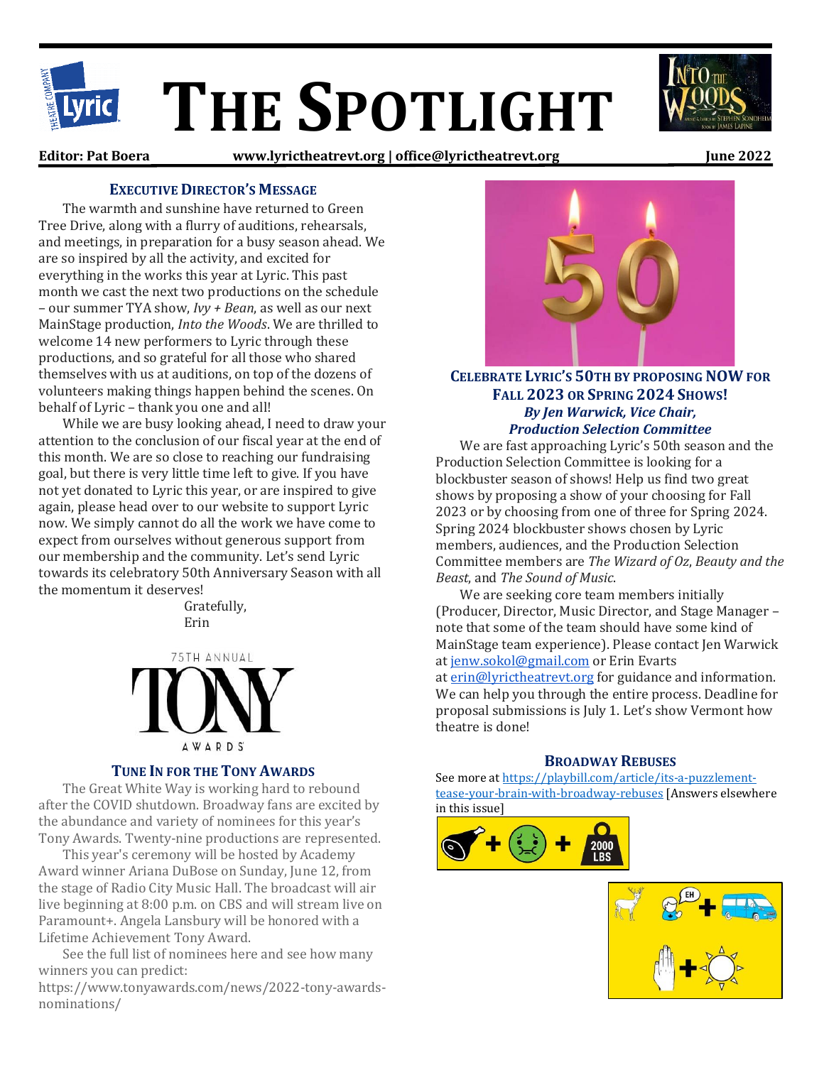# THE SPOTLIGHT

**Editor: Pat Boera** | **www.lyrictheatrevt.org | office@lyrictheatrevt.org** | **June 2022**

## EXECUTIVE DIRECTOR'S MESSAGE

The warmth and sunshine have returned to Green Tree Drive, along with a flurry of auditions, rehearsals, and meetings, in preparation for a busy season ahead. We are so inspired by all the activity, and excited for everything in the works this year at Lyric. This past month we cast the next two productions on the schedule – our summer TYA show, *Ivy + Bean*, as well as our next MainStage production, *Into the Woods*. We are thrilled to welcome 14 new performers to Lyric through these productions, and so grateful for all those who shared themselves with us at auditions, on top of the dozens of volunteers making things happen behind the scenes. On behalf of Lyric – thank you one and all!

While we are busy looking ahead, I need to draw your attention to the conclusion of our fiscal year at the end of this month. We are so close to reaching our fundraising goal, but there is very little time left to give. If you have not yet donated to Lyric this year, or are inspired to give again, please head over to our website to support Lyric now. We simply cannot do all the work we have come to expect from ourselves without generous support from our membership and the community. Let's send Lyric towards its celebratory 50th Anniversary Season with all the momentum it deserves!

Gratefully,
Erin

## TUNE IN FOR THE TONY AWARDS

The Great White Way is working hard to rebound after the COVID shutdown. Broadway fans are excited by the abundance and variety of nominees for this year's Tony Awards. Twenty-nine productions are represented.

This year's ceremony will be hosted by Academy Award winner Ariana DuBose on Sunday, June 12, from the stage of Radio City Music Hall. The broadcast will air live beginning at 8:00 p.m. on CBS and will stream live on Paramount+. Angela Lansbury will be honored with a Lifetime Achievement Tony Award.

See the full list of nominees here and see how many winners you can predict: https://www.tonyawards.com/news/2022-tony-awards-nominations/

## CELEBRATE LYRIC'S 50TH BY PROPOSING NOW FOR FALL 2023 OR SPRING 2024 SHOWS!

***By Jen Warwick, Vice Chair, Production Selection Committee***

We are fast approaching Lyric's 50th season and the Production Selection Committee is looking for a blockbuster season of shows! Help us find two great shows by proposing a show of your choosing for Fall 2023 or by choosing from one of three for Spring 2024. Spring 2024 blockbuster shows chosen by Lyric members, audiences, and the Production Selection Committee members are *The Wizard of Oz*, *Beauty and the Beast*, and *The Sound of Music*.

We are seeking core team members initially (Producer, Director, Music Director, and Stage Manager – note that some of the team should have some kind of MainStage team experience). Please contact Jen Warwick at jenw.sokol@gmail.com or Erin Evarts at erin@lyrictheatrevt.org for guidance and information. We can help you through the entire process. Deadline for proposal submissions is July 1. Let's show Vermont how theatre is done!

## BROADWAY REBUSES

See more at https://playbill.com/article/its-a-puzzlement-tease-your-brain-with-broadway-rebuses [Answers elsewhere in this issue]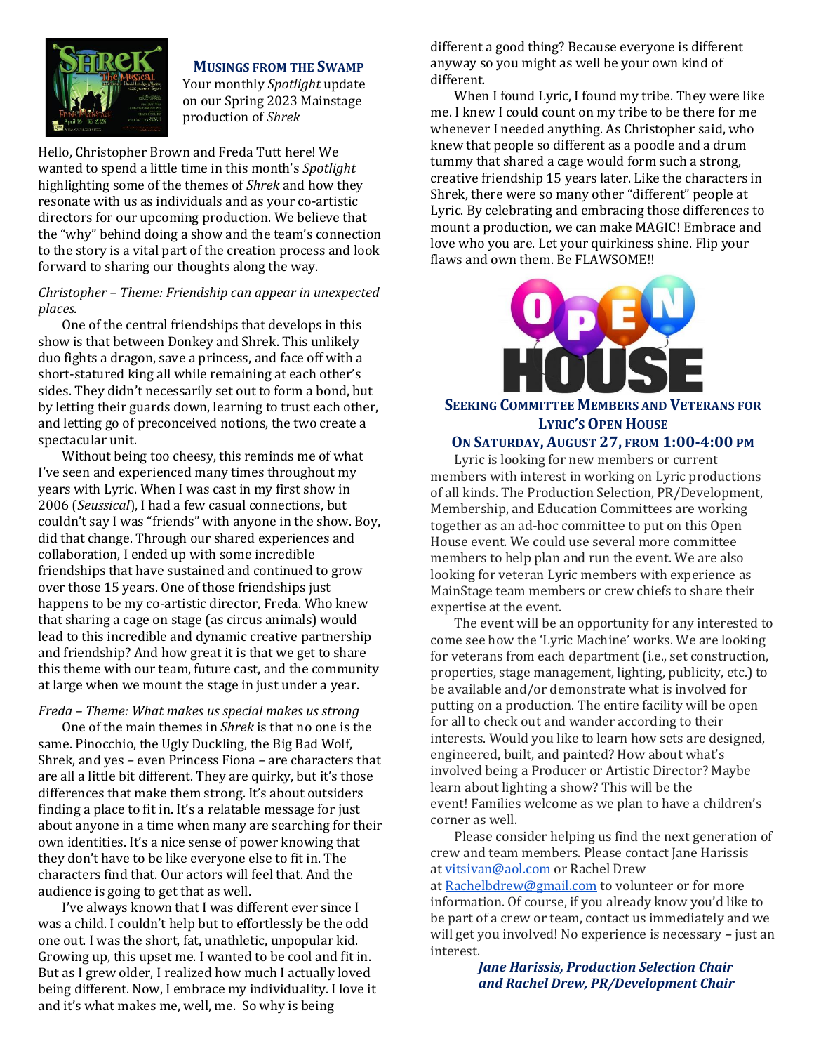## Musings from the Swamp

Your monthly *Spotlight* update on our Spring 2023 Mainstage production of *Shrek*

Hello, Christopher Brown and Freda Tutt here! We wanted to spend a little time in this month's *Spotlight* highlighting some of the themes of *Shrek* and how they resonate with us as individuals and as your co-artistic directors for our upcoming production. We believe that the "why" behind doing a show and the team's connection to the story is a vital part of the creation process and look forward to sharing our thoughts along the way.

*Christopher – Theme: Friendship can appear in unexpected places.*

One of the central friendships that develops in this show is that between Donkey and Shrek. This unlikely duo fights a dragon, save a princess, and face off with a short-statured king all while remaining at each other's sides. They didn't necessarily set out to form a bond, but by letting their guards down, learning to trust each other, and letting go of preconceived notions, the two create a spectacular unit.

Without being too cheesy, this reminds me of what I've seen and experienced many times throughout my years with Lyric. When I was cast in my first show in 2006 (*Seussical*), I had a few casual connections, but couldn't say I was "friends" with anyone in the show. Boy, did that change. Through our shared experiences and collaboration, I ended up with some incredible friendships that have sustained and continued to grow over those 15 years. One of those friendships just happens to be my co-artistic director, Freda. Who knew that sharing a cage on stage (as circus animals) would lead to this incredible and dynamic creative partnership and friendship? And how great it is that we get to share this theme with our team, future cast, and the community at large when we mount the stage in just under a year.

*Freda – Theme: What makes us special makes us strong*

One of the main themes in *Shrek* is that no one is the same. Pinocchio, the Ugly Duckling, the Big Bad Wolf, Shrek, and yes – even Princess Fiona – are characters that are all a little bit different. They are quirky, but it's those differences that make them strong. It's about outsiders finding a place to fit in. It's a relatable message for just about anyone in a time when many are searching for their own identities. It's a nice sense of power knowing that they don't have to be like everyone else to fit in. The characters find that. Our actors will feel that. And the audience is going to get that as well.

I've always known that I was different ever since I was a child. I couldn't help but to effortlessly be the odd one out. I was the short, fat, unathletic, unpopular kid. Growing up, this upset me. I wanted to be cool and fit in. But as I grew older, I realized how much I actually loved being different. Now, I embrace my individuality. I love it and it's what makes me, well, me. So why is being different a good thing? Because everyone is different anyway so you might as well be your own kind of different.

When I found Lyric, I found my tribe. They were like me. I knew I could count on my tribe to be there for me whenever I needed anything. As Christopher said, who knew that people so different as a poodle and a drum tummy that shared a cage would form such a strong, creative friendship 15 years later. Like the characters in Shrek, there were so many other "different" people at Lyric. By celebrating and embracing those differences to mount a production, we can make MAGIC! Embrace and love who you are. Let your quirkiness shine. Flip your flaws and own them. Be FLAWSOME!!

## Seeking Committee Members and Veterans for Lyric's Open House

### On Saturday, August 27, from 1:00-4:00 PM

Lyric is looking for new members or current members with interest in working on Lyric productions of all kinds. The Production Selection, PR/Development, Membership, and Education Committees are working together as an ad-hoc committee to put on this Open House event. We could use several more committee members to help plan and run the event. We are also looking for veteran Lyric members with experience as MainStage team members or crew chiefs to share their expertise at the event.

The event will be an opportunity for any interested to come see how the 'Lyric Machine' works. We are looking for veterans from each department (i.e., set construction, properties, stage management, lighting, publicity, etc.) to be available and/or demonstrate what is involved for putting on a production. The entire facility will be open for all to check out and wander according to their interests. Would you like to learn how sets are designed, engineered, built, and painted? How about what's involved being a Producer or Artistic Director? Maybe learn about lighting a show? This will be the event! Families welcome as we plan to have a children's corner as well.

Please consider helping us find the next generation of crew and team members. Please contact Jane Harissis at vitsivan@aol.com or Rachel Drew at Rachelbdrew@gmail.com to volunteer or for more information. Of course, if you already know you'd like to be part of a crew or team, contact us immediately and we will get you involved! No experience is necessary – just an interest.

***Jane Harissis, Production Selection Chair***
***and Rachel Drew, PR/Development Chair***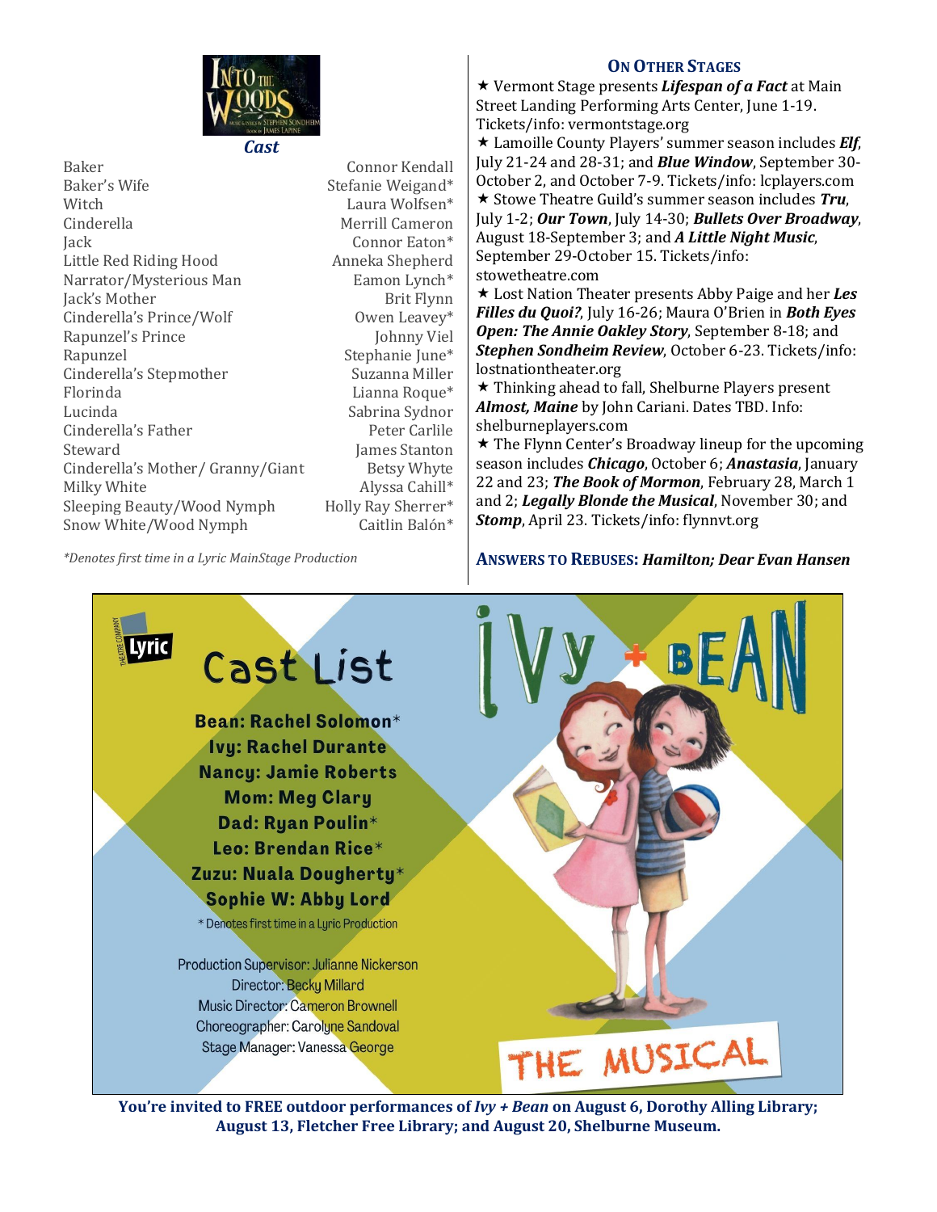## Cast

| Role | Actor |
|---|---|
| Baker | Connor Kendall |
| Baker's Wife | Stefanie Weigand* |
| Witch | Laura Wolfsen* |
| Cinderella | Merrill Cameron |
| Jack | Connor Eaton* |
| Little Red Riding Hood | Anneka Shepherd |
| Narrator/Mysterious Man | Eamon Lynch* |
| Jack's Mother | Brit Flynn |
| Cinderella's Prince/Wolf | Owen Leavey* |
| Rapunzel's Prince | Johnny Viel |
| Rapunzel | Stephanie June* |
| Cinderella's Stepmother | Suzanna Miller |
| Florinda | Lianna Roque* |
| Lucinda | Sabrina Sydnor |
| Cinderella's Father | Peter Carlile |
| Steward | James Stanton |
| Cinderella's Mother/ Granny/Giant | Betsy Whyte |
| Milky White | Alyssa Cahill* |
| Sleeping Beauty/Wood Nymph | Holly Ray Sherrer* |
| Snow White/Wood Nymph | Caitlin Balón* |

*\*Denotes first time in a Lyric MainStage Production*

## On Other Stages

★ Vermont Stage presents ***Lifespan of a Fact*** at Main Street Landing Performing Arts Center, June 1-19. Tickets/info: vermontstage.org

★ Lamoille County Players' summer season includes ***Elf***, July 21-24 and 28-31; and ***Blue Window***, September 30-October 2, and October 7-9. Tickets/info: lcplayers.com

★ Stowe Theatre Guild's summer season includes ***Tru***, July 1-2; ***Our Town***, July 14-30; ***Bullets Over Broadway***, August 18-September 3; and ***A Little Night Music***, September 29-October 15. Tickets/info: stowetheatre.com

★ Lost Nation Theater presents Abby Paige and her ***Les Filles du Quoi?***, July 16-26; Maura O'Brien in ***Both Eyes Open: The Annie Oakley Story***, September 8-18; and ***Stephen Sondheim Review***, October 6-23. Tickets/info: lostnationtheater.org

★ Thinking ahead to fall, Shelburne Players present ***Almost, Maine*** by John Cariani. Dates TBD. Info: shelburneplayers.com

★ The Flynn Center's Broadway lineup for the upcoming season includes ***Chicago***, October 6; ***Anastasia***, January 22 and 23; ***The Book of Mormon***, February 28, March 1 and 2; ***Legally Blonde the Musical***, November 30; and ***Stomp***, April 23. Tickets/info: flynnvt.org

**ANSWERS TO REBUSES:** ***Hamilton; Dear Evan Hansen***

## Cast List

**Ivy + Bean The Musical**

**Bean: Rachel Solomon***
**Ivy: Rachel Durante**
**Nancy: Jamie Roberts**
**Mom: Meg Clary**
**Dad: Ryan Poulin***
**Leo: Brendan Rice***
**Zuzu: Nuala Dougherty***
**Sophie W: Abby Lord**

\* Denotes first time in a Lyric Production

Production Supervisor: Julianne Nickerson
Director: Becky Millard
Music Director: Cameron Brownell
Choreographer: Carolyne Sandoval
Stage Manager: Vanessa George

**You're invited to FREE outdoor performances of *Ivy + Bean* on August 6, Dorothy Alling Library; August 13, Fletcher Free Library; and August 20, Shelburne Museum.**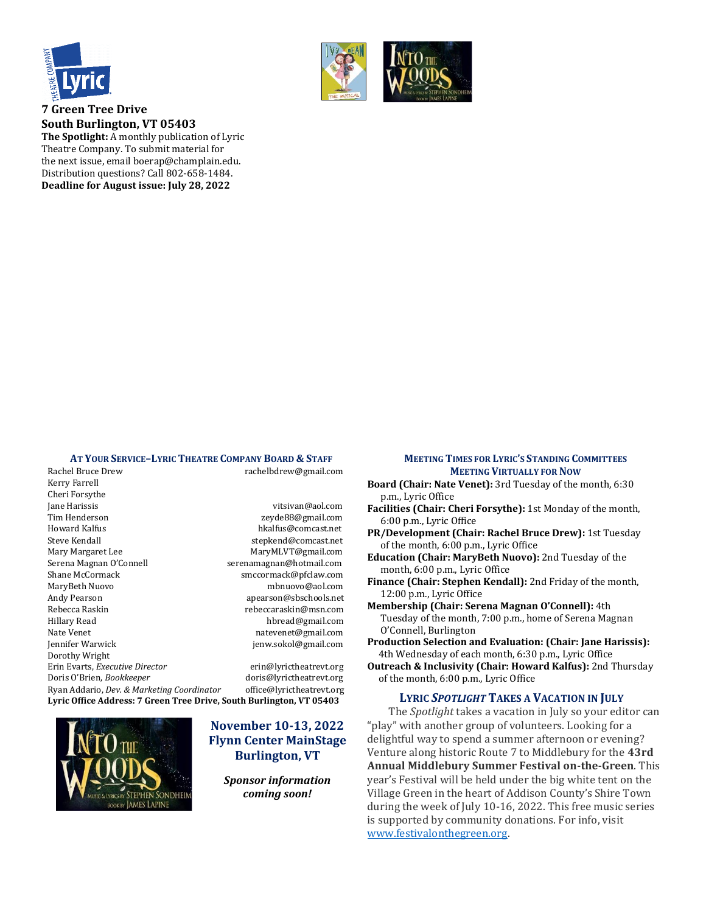**7 Green Tree Drive**
**South Burlington, VT 05403**

**The Spotlight:** A monthly publication of Lyric Theatre Company. To submit material for the next issue, email boerap@champlain.edu. Distribution questions? Call 802-658-1484.
**Deadline for August issue: July 28, 2022**

## AT YOUR SERVICE–LYRIC THEATRE COMPANY BOARD & STAFF

| | |
|---|---|
| Rachel Bruce Drew | rachelbdrew@gmail.com |
| Kerry Farrell | |
| Cheri Forsythe | |
| Jane Harissis | vitsivan@aol.com |
| Tim Henderson | zeyde88@gmail.com |
| Howard Kalfus | hkalfus@comcast.net |
| Steve Kendall | stepkend@comcast.net |
| Mary Margaret Lee | MaryMLVT@gmail.com |
| Serena Magnan O'Connell | serenamagnan@hotmail.com |
| Shane McCormack | smccormack@pfclaw.com |
| MaryBeth Nuovo | mbnuovo@aol.com |
| Andy Pearson | apearson@sbschools.net |
| Rebecca Raskin | rebeccaraskin@msn.com |
| Hillary Read | hbread@gmail.com |
| Nate Venet | natevenet@gmail.com |
| Jennifer Warwick | jenw.sokol@gmail.com |
| Dorothy Wright | |
| Erin Evarts, *Executive Director* | erin@lyrictheatrevt.org |
| Doris O'Brien, *Bookkeeper* | doris@lyrictheatrevt.org |
| Ryan Addario, *Dev. & Marketing Coordinator* | office@lyrictheatrevt.org |

**Lyric Office Address: 7 Green Tree Drive, South Burlington, VT 05403**

**November 10-13, 2022**
**Flynn Center MainStage**
**Burlington, VT**

***Sponsor information coming soon!***

## MEETING TIMES FOR LYRIC'S STANDING COMMITTEES
### MEETING VIRTUALLY FOR NOW

**Board (Chair: Nate Venet):** 3rd Tuesday of the month, 6:30 p.m., Lyric Office

**Facilities (Chair: Cheri Forsythe):** 1st Monday of the month, 6:00 p.m., Lyric Office

**PR/Development (Chair: Rachel Bruce Drew):** 1st Tuesday of the month, 6:00 p.m., Lyric Office

**Education (Chair: MaryBeth Nuovo):** 2nd Tuesday of the month, 6:00 p.m., Lyric Office

**Finance (Chair: Stephen Kendall):** 2nd Friday of the month, 12:00 p.m., Lyric Office

**Membership (Chair: Serena Magnan O'Connell):** 4th Tuesday of the month, 7:00 p.m., home of Serena Magnan O'Connell, Burlington

**Production Selection and Evaluation: (Chair: Jane Harissis):** 4th Wednesday of each month, 6:30 p.m., Lyric Office

**Outreach & Inclusivity (Chair: Howard Kalfus):** 2nd Thursday of the month, 6:00 p.m., Lyric Office

## LYRIC *SPOTLIGHT* TAKES A VACATION IN JULY

The *Spotlight* takes a vacation in July so your editor can "play" with another group of volunteers. Looking for a delightful way to spend a summer afternoon or evening? Venture along historic Route 7 to Middlebury for the **43rd Annual Middlebury Summer Festival on-the-Green**. This year's Festival will be held under the big white tent on the Village Green in the heart of Addison County's Shire Town during the week of July 10-16, 2022. This free music series is supported by community donations. For info, visit www.festivalonthegreen.org.